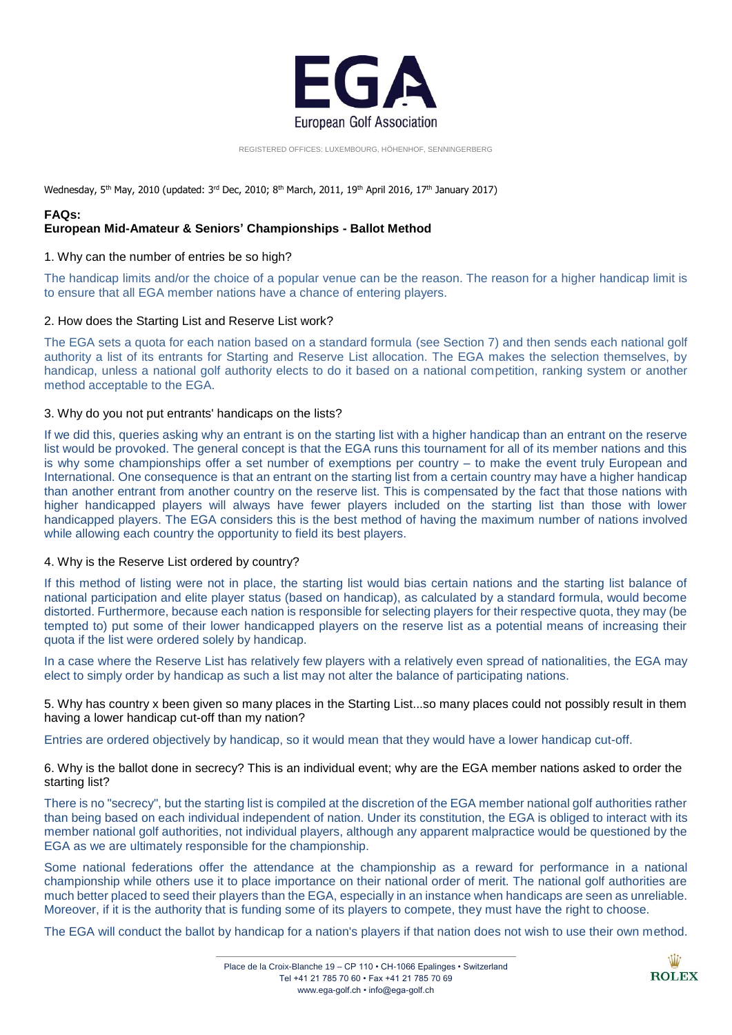EGA

European Golf Association

REGISTERED OFFICES: LUXEMBOURG, HÖHENHOF, SENNINGERBERG

Wednesday, 5th May, 2010 (updated: 3rd Dec, 2010; 8th March, 2011, 19th April 2016, 17th January 2017)

## FAQs:
## European Mid-Amateur & Seniors' Championships - Ballot Method

1. Why can the number of entries be so high?

The handicap limits and/or the choice of a popular venue can be the reason. The reason for a higher handicap limit is to ensure that all EGA member nations have a chance of entering players.

2. How does the Starting List and Reserve List work?

The EGA sets a quota for each nation based on a standard formula (see Section 7) and then sends each national golf authority a list of its entrants for Starting and Reserve List allocation. The EGA makes the selection themselves, by handicap, unless a national golf authority elects to do it based on a national competition, ranking system or another method acceptable to the EGA.

3. Why do you not put entrants' handicaps on the lists?

If we did this, queries asking why an entrant is on the starting list with a higher handicap than an entrant on the reserve list would be provoked. The general concept is that the EGA runs this tournament for all of its member nations and this is why some championships offer a set number of exemptions per country – to make the event truly European and International. One consequence is that an entrant on the starting list from a certain country may have a higher handicap than another entrant from another country on the reserve list. This is compensated by the fact that those nations with higher handicapped players will always have fewer players included on the starting list than those with lower handicapped players. The EGA considers this is the best method of having the maximum number of nations involved while allowing each country the opportunity to field its best players.

4. Why is the Reserve List ordered by country?

If this method of listing were not in place, the starting list would bias certain nations and the starting list balance of national participation and elite player status (based on handicap), as calculated by a standard formula, would become distorted. Furthermore, because each nation is responsible for selecting players for their respective quota, they may (be tempted to) put some of their lower handicapped players on the reserve list as a potential means of increasing their quota if the list were ordered solely by handicap.

In a case where the Reserve List has relatively few players with a relatively even spread of nationalities, the EGA may elect to simply order by handicap as such a list may not alter the balance of participating nations.

5. Why has country x been given so many places in the Starting List...so many places could not possibly result in them having a lower handicap cut-off than my nation?

Entries are ordered objectively by handicap, so it would mean that they would have a lower handicap cut-off.

6. Why is the ballot done in secrecy? This is an individual event; why are the EGA member nations asked to order the starting list?

There is no "secrecy", but the starting list is compiled at the discretion of the EGA member national golf authorities rather than being based on each individual independent of nation. Under its constitution, the EGA is obliged to interact with its member national golf authorities, not individual players, although any apparent malpractice would be questioned by the EGA as we are ultimately responsible for the championship.

Some national federations offer the attendance at the championship as a reward for performance in a national championship while others use it to place importance on their national order of merit. The national golf authorities are much better placed to seed their players than the EGA, especially in an instance when handicaps are seen as unreliable. Moreover, if it is the authority that is funding some of its players to compete, they must have the right to choose.

The EGA will conduct the ballot by handicap for a nation's players if that nation does not wish to use their own method.

Place de la Croix-Blanche 19 – CP 110 • CH-1066 Epalinges • Switzerland
Tel +41 21 785 70 60 • Fax +41 21 785 70 69
www.ega-golf.ch • info@ega-golf.ch

ROLEX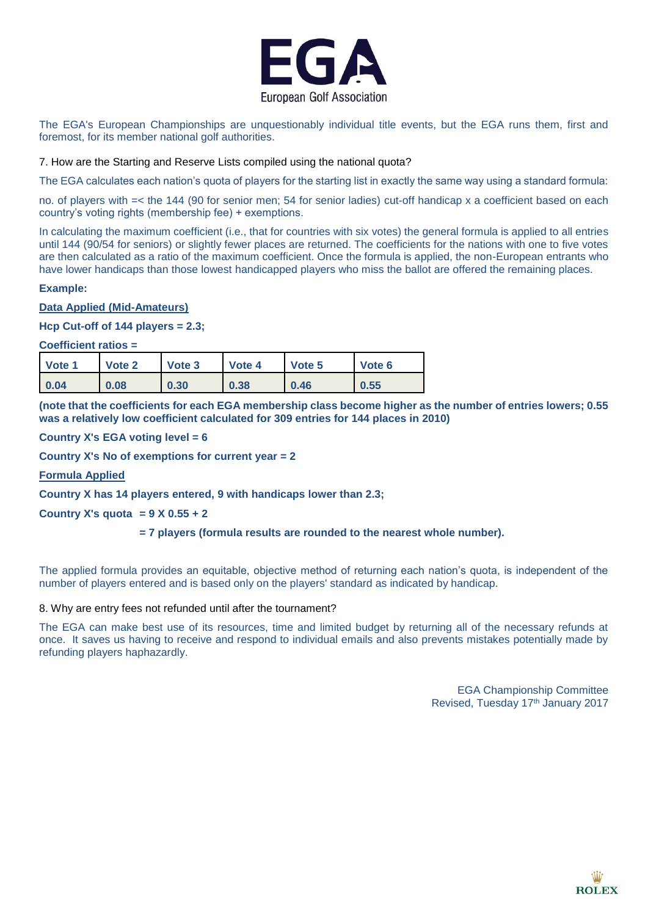The EGA's European Championships are unquestionably individual title events, but the EGA runs them, first and foremost, for its member national golf authorities.

7. How are the Starting and Reserve Lists compiled using the national quota?

The EGA calculates each nation's quota of players for the starting list in exactly the same way using a standard formula:

no. of players with =< the 144 (90 for senior men; 54 for senior ladies) cut-off handicap x a coefficient based on each country's voting rights (membership fee) + exemptions.

In calculating the maximum coefficient (i.e., that for countries with six votes) the general formula is applied to all entries until 144 (90/54 for seniors) or slightly fewer places are returned. The coefficients for the nations with one to five votes are then calculated as a ratio of the maximum coefficient. Once the formula is applied, the non-European entrants who have lower handicaps than those lowest handicapped players who miss the ballot are offered the remaining places.

**Example:**

**Data Applied (Mid-Amateurs)**

**Hcp Cut-off of 144 players = 2.3;**

**Coefficient ratios =**

| Vote 1 | Vote 2 | Vote 3 | Vote 4 | Vote 5 | Vote 6 |
|---|---|---|---|---|---|
| 0.04 | 0.08 | 0.30 | 0.38 | 0.46 | 0.55 |

**(note that the coefficients for each EGA membership class become higher as the number of entries lowers; 0.55 was a relatively low coefficient calculated for 309 entries for 144 places in 2010)**

**Country X's EGA voting level = 6**

**Country X's No of exemptions for current year = 2**

**Formula Applied**

**Country X has 14 players entered, 9 with handicaps lower than 2.3;**

**Country X's quota = 9 X 0.55 + 2**

**= 7 players (formula results are rounded to the nearest whole number).**

The applied formula provides an equitable, objective method of returning each nation's quota, is independent of the number of players entered and is based only on the players' standard as indicated by handicap.

8. Why are entry fees not refunded until after the tournament?

The EGA can make best use of its resources, time and limited budget by returning all of the necessary refunds at once. It saves us having to receive and respond to individual emails and also prevents mistakes potentially made by refunding players haphazardly.

EGA Championship Committee
Revised, Tuesday 17th January 2017